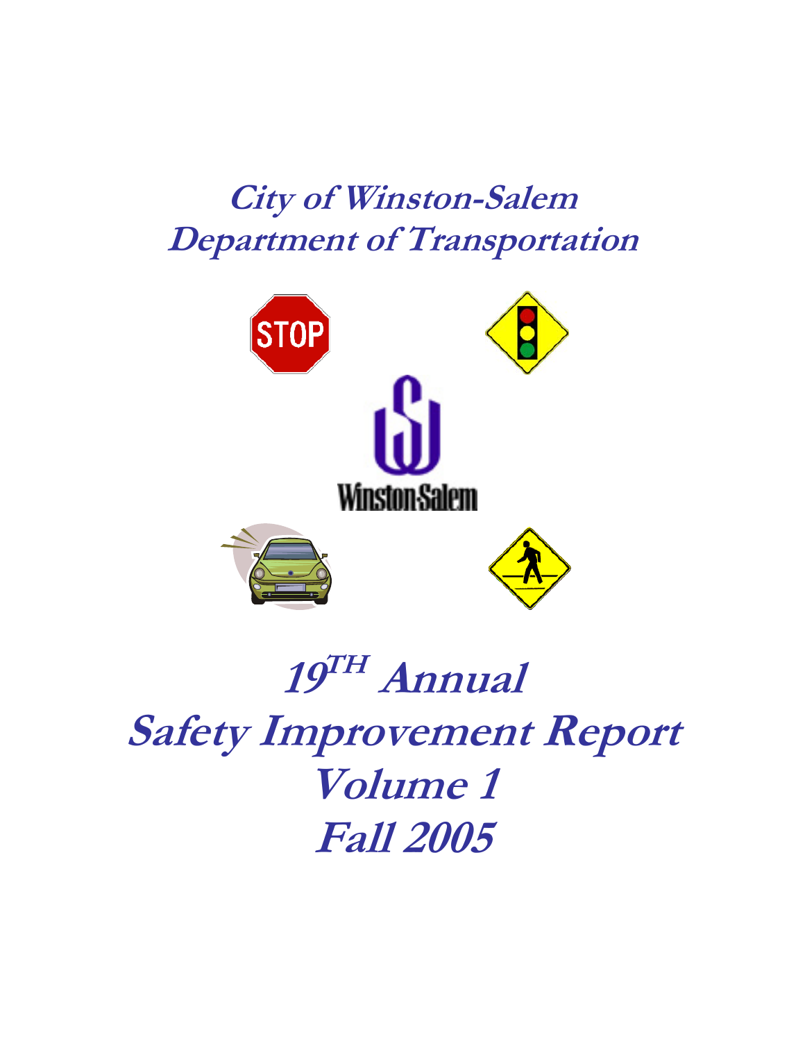# City of Winston-Salem
# Department of Transportation

Winston-Salem

# 19TH Annual
# Safety Improvement Report
# Volume 1
# Fall 2005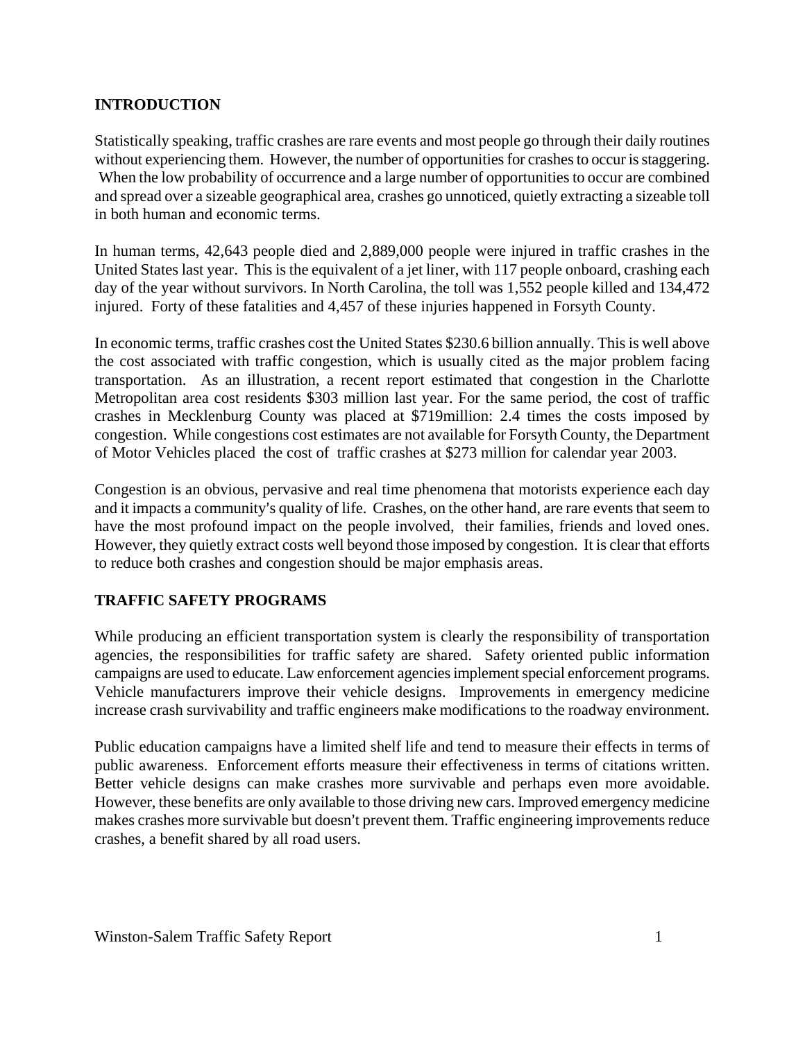## INTRODUCTION

Statistically speaking, traffic crashes are rare events and most people go through their daily routines without experiencing them. However, the number of opportunities for crashes to occur is staggering. When the low probability of occurrence and a large number of opportunities to occur are combined and spread over a sizeable geographical area, crashes go unnoticed, quietly extracting a sizeable toll in both human and economic terms.

In human terms, 42,643 people died and 2,889,000 people were injured in traffic crashes in the United States last year. This is the equivalent of a jet liner, with 117 people onboard, crashing each day of the year without survivors. In North Carolina, the toll was 1,552 people killed and 134,472 injured. Forty of these fatalities and 4,457 of these injuries happened in Forsyth County.

In economic terms, traffic crashes cost the United States $230.6 billion annually. This is well above the cost associated with traffic congestion, which is usually cited as the major problem facing transportation. As an illustration, a recent report estimated that congestion in the Charlotte Metropolitan area cost residents $303 million last year. For the same period, the cost of traffic crashes in Mecklenburg County was placed at $719million: 2.4 times the costs imposed by congestion. While congestions cost estimates are not available for Forsyth County, the Department of Motor Vehicles placed the cost of traffic crashes at $273 million for calendar year 2003.

Congestion is an obvious, pervasive and real time phenomena that motorists experience each day and it impacts a community's quality of life. Crashes, on the other hand, are rare events that seem to have the most profound impact on the people involved, their families, friends and loved ones. However, they quietly extract costs well beyond those imposed by congestion. It is clear that efforts to reduce both crashes and congestion should be major emphasis areas.

## TRAFFIC SAFETY PROGRAMS

While producing an efficient transportation system is clearly the responsibility of transportation agencies, the responsibilities for traffic safety are shared. Safety oriented public information campaigns are used to educate. Law enforcement agencies implement special enforcement programs. Vehicle manufacturers improve their vehicle designs. Improvements in emergency medicine increase crash survivability and traffic engineers make modifications to the roadway environment.

Public education campaigns have a limited shelf life and tend to measure their effects in terms of public awareness. Enforcement efforts measure their effectiveness in terms of citations written. Better vehicle designs can make crashes more survivable and perhaps even more avoidable. However, these benefits are only available to those driving new cars. Improved emergency medicine makes crashes more survivable but doesn't prevent them. Traffic engineering improvements reduce crashes, a benefit shared by all road users.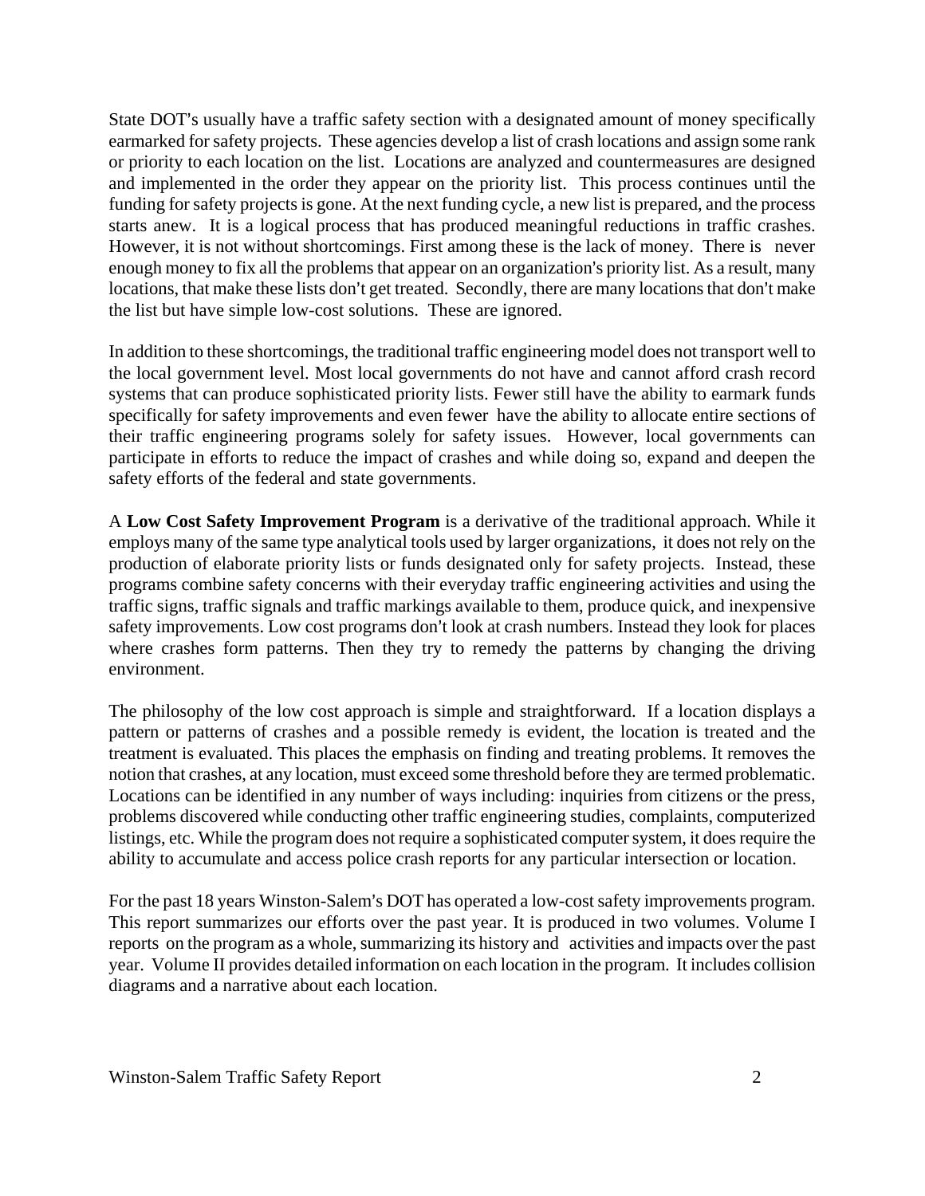State DOT's usually have a traffic safety section with a designated amount of money specifically earmarked for safety projects. These agencies develop a list of crash locations and assign some rank or priority to each location on the list. Locations are analyzed and countermeasures are designed and implemented in the order they appear on the priority list. This process continues until the funding for safety projects is gone. At the next funding cycle, a new list is prepared, and the process starts anew. It is a logical process that has produced meaningful reductions in traffic crashes. However, it is not without shortcomings. First among these is the lack of money. There is never enough money to fix all the problems that appear on an organization's priority list. As a result, many locations, that make these lists don't get treated. Secondly, there are many locations that don't make the list but have simple low-cost solutions. These are ignored.

In addition to these shortcomings, the traditional traffic engineering model does not transport well to the local government level. Most local governments do not have and cannot afford crash record systems that can produce sophisticated priority lists. Fewer still have the ability to earmark funds specifically for safety improvements and even fewer have the ability to allocate entire sections of their traffic engineering programs solely for safety issues. However, local governments can participate in efforts to reduce the impact of crashes and while doing so, expand and deepen the safety efforts of the federal and state governments.

A **Low Cost Safety Improvement Program** is a derivative of the traditional approach. While it employs many of the same type analytical tools used by larger organizations, it does not rely on the production of elaborate priority lists or funds designated only for safety projects. Instead, these programs combine safety concerns with their everyday traffic engineering activities and using the traffic signs, traffic signals and traffic markings available to them, produce quick, and inexpensive safety improvements. Low cost programs don't look at crash numbers. Instead they look for places where crashes form patterns. Then they try to remedy the patterns by changing the driving environment.

The philosophy of the low cost approach is simple and straightforward. If a location displays a pattern or patterns of crashes and a possible remedy is evident, the location is treated and the treatment is evaluated. This places the emphasis on finding and treating problems. It removes the notion that crashes, at any location, must exceed some threshold before they are termed problematic. Locations can be identified in any number of ways including: inquiries from citizens or the press, problems discovered while conducting other traffic engineering studies, complaints, computerized listings, etc. While the program does not require a sophisticated computer system, it does require the ability to accumulate and access police crash reports for any particular intersection or location.

For the past 18 years Winston-Salem's DOT has operated a low-cost safety improvements program. This report summarizes our efforts over the past year. It is produced in two volumes. Volume I reports on the program as a whole, summarizing its history and activities and impacts over the past year. Volume II provides detailed information on each location in the program. It includes collision diagrams and a narrative about each location.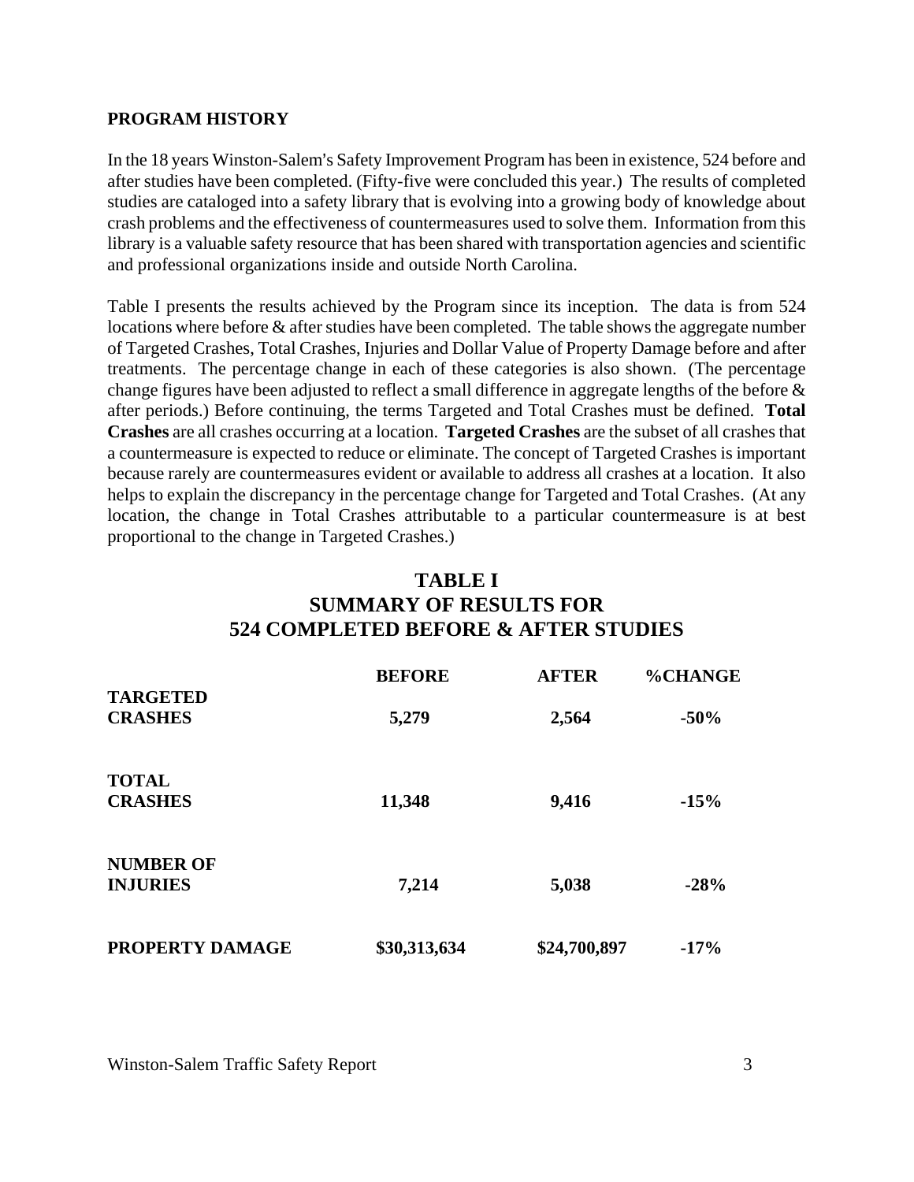## PROGRAM HISTORY

In the 18 years Winston-Salem's Safety Improvement Program has been in existence, 524 before and after studies have been completed. (Fifty-five were concluded this year.) The results of completed studies are cataloged into a safety library that is evolving into a growing body of knowledge about crash problems and the effectiveness of countermeasures used to solve them. Information from this library is a valuable safety resource that has been shared with transportation agencies and scientific and professional organizations inside and outside North Carolina.

Table I presents the results achieved by the Program since its inception. The data is from 524 locations where before & after studies have been completed. The table shows the aggregate number of Targeted Crashes, Total Crashes, Injuries and Dollar Value of Property Damage before and after treatments. The percentage change in each of these categories is also shown. (The percentage change figures have been adjusted to reflect a small difference in aggregate lengths of the before & after periods.) Before continuing, the terms Targeted and Total Crashes must be defined. **Total Crashes** are all crashes occurring at a location. **Targeted Crashes** are the subset of all crashes that a countermeasure is expected to reduce or eliminate. The concept of Targeted Crashes is important because rarely are countermeasures evident or available to address all crashes at a location. It also helps to explain the discrepancy in the percentage change for Targeted and Total Crashes. (At any location, the change in Total Crashes attributable to a particular countermeasure is at best proportional to the change in Targeted Crashes.)

### TABLE I
### SUMMARY OF RESULTS FOR 524 COMPLETED BEFORE & AFTER STUDIES

| | BEFORE | AFTER | %CHANGE |
|---|---|---|---|
| **TARGETED CRASHES** | **5,279** | **2,564** | **-50%** |
| **TOTAL CRASHES** | **11,348** | **9,416** | **-15%** |
| **NUMBER OF INJURIES** | **7,214** | **5,038** | **-28%** |
| **PROPERTY DAMAGE** | **$30,313,634** | **$24,700,897** | **-17%** |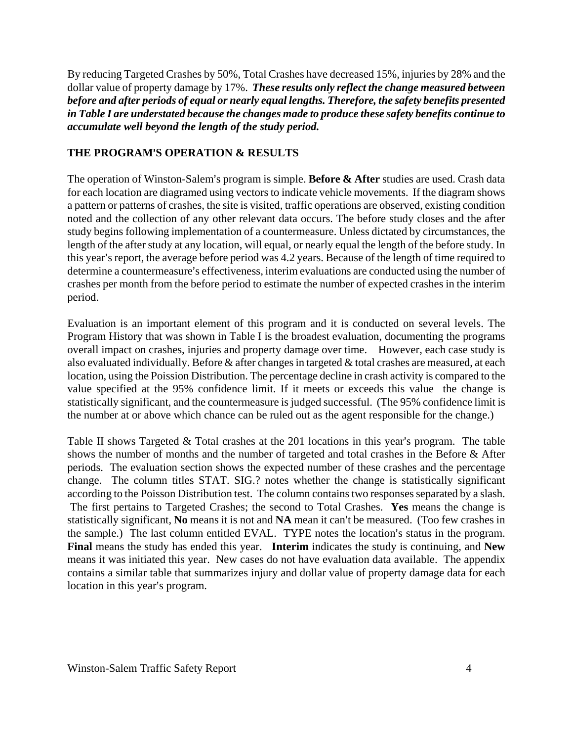By reducing Targeted Crashes by 50%, Total Crashes have decreased 15%, injuries by 28% and the dollar value of property damage by 17%. ***These results only reflect the change measured between before and after periods of equal or nearly equal lengths. Therefore, the safety benefits presented in Table I are understated because the changes made to produce these safety benefits continue to accumulate well beyond the length of the study period.***

## THE PROGRAM'S OPERATION & RESULTS

The operation of Winston-Salem's program is simple. **Before & After** studies are used. Crash data for each location are diagramed using vectors to indicate vehicle movements. If the diagram shows a pattern or patterns of crashes, the site is visited, traffic operations are observed, existing condition noted and the collection of any other relevant data occurs. The before study closes and the after study begins following implementation of a countermeasure. Unless dictated by circumstances, the length of the after study at any location, will equal, or nearly equal the length of the before study. In this year's report, the average before period was 4.2 years. Because of the length of time required to determine a countermeasure's effectiveness, interim evaluations are conducted using the number of crashes per month from the before period to estimate the number of expected crashes in the interim period.

Evaluation is an important element of this program and it is conducted on several levels. The Program History that was shown in Table I is the broadest evaluation, documenting the programs overall impact on crashes, injuries and property damage over time. However, each case study is also evaluated individually. Before & after changes in targeted & total crashes are measured, at each location, using the Poission Distribution. The percentage decline in crash activity is compared to the value specified at the 95% confidence limit. If it meets or exceeds this value the change is statistically significant, and the countermeasure is judged successful. (The 95% confidence limit is the number at or above which chance can be ruled out as the agent responsible for the change.)

Table II shows Targeted & Total crashes at the 201 locations in this year's program. The table shows the number of months and the number of targeted and total crashes in the Before & After periods. The evaluation section shows the expected number of these crashes and the percentage change. The column titles STAT. SIG.? notes whether the change is statistically significant according to the Poisson Distribution test. The column contains two responses separated by a slash. The first pertains to Targeted Crashes; the second to Total Crashes. **Yes** means the change is statistically significant, **No** means it is not and **NA** mean it can't be measured. (Too few crashes in the sample.) The last column entitled EVAL. TYPE notes the location's status in the program. **Final** means the study has ended this year. **Interim** indicates the study is continuing, and **New** means it was initiated this year. New cases do not have evaluation data available. The appendix contains a similar table that summarizes injury and dollar value of property damage data for each location in this year's program.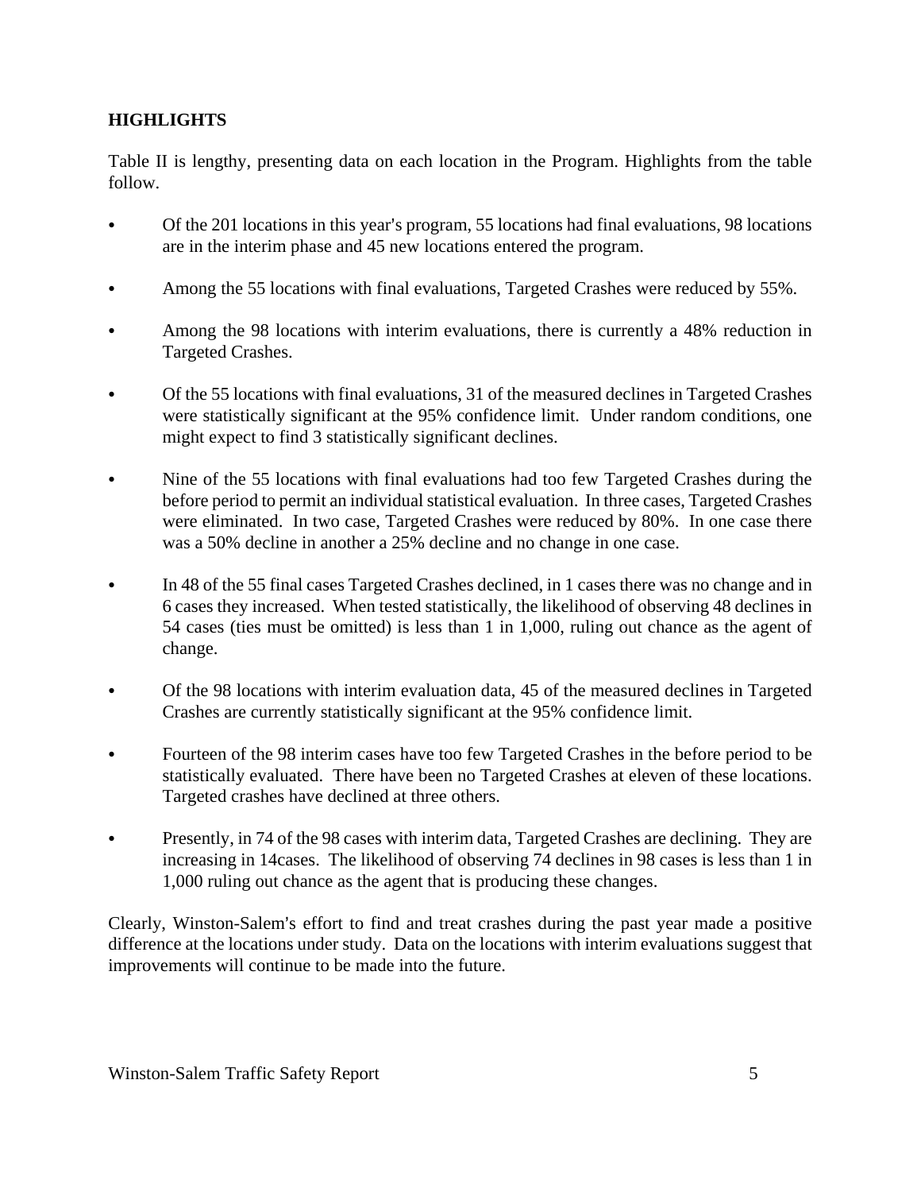**HIGHLIGHTS**

Table II is lengthy, presenting data on each location in the Program. Highlights from the table follow.

- Of the 201 locations in this year's program, 55 locations had final evaluations, 98 locations are in the interim phase and 45 new locations entered the program.
- Among the 55 locations with final evaluations, Targeted Crashes were reduced by 55%.
- Among the 98 locations with interim evaluations, there is currently a 48% reduction in Targeted Crashes.
- Of the 55 locations with final evaluations, 31 of the measured declines in Targeted Crashes were statistically significant at the 95% confidence limit. Under random conditions, one might expect to find 3 statistically significant declines.
- Nine of the 55 locations with final evaluations had too few Targeted Crashes during the before period to permit an individual statistical evaluation. In three cases, Targeted Crashes were eliminated. In two case, Targeted Crashes were reduced by 80%. In one case there was a 50% decline in another a 25% decline and no change in one case.
- In 48 of the 55 final cases Targeted Crashes declined, in 1 cases there was no change and in 6 cases they increased. When tested statistically, the likelihood of observing 48 declines in 54 cases (ties must be omitted) is less than 1 in 1,000, ruling out chance as the agent of change.
- Of the 98 locations with interim evaluation data, 45 of the measured declines in Targeted Crashes are currently statistically significant at the 95% confidence limit.
- Fourteen of the 98 interim cases have too few Targeted Crashes in the before period to be statistically evaluated. There have been no Targeted Crashes at eleven of these locations. Targeted crashes have declined at three others.
- Presently, in 74 of the 98 cases with interim data, Targeted Crashes are declining. They are increasing in 14cases. The likelihood of observing 74 declines in 98 cases is less than 1 in 1,000 ruling out chance as the agent that is producing these changes.

Clearly, Winston-Salem's effort to find and treat crashes during the past year made a positive difference at the locations under study. Data on the locations with interim evaluations suggest that improvements will continue to be made into the future.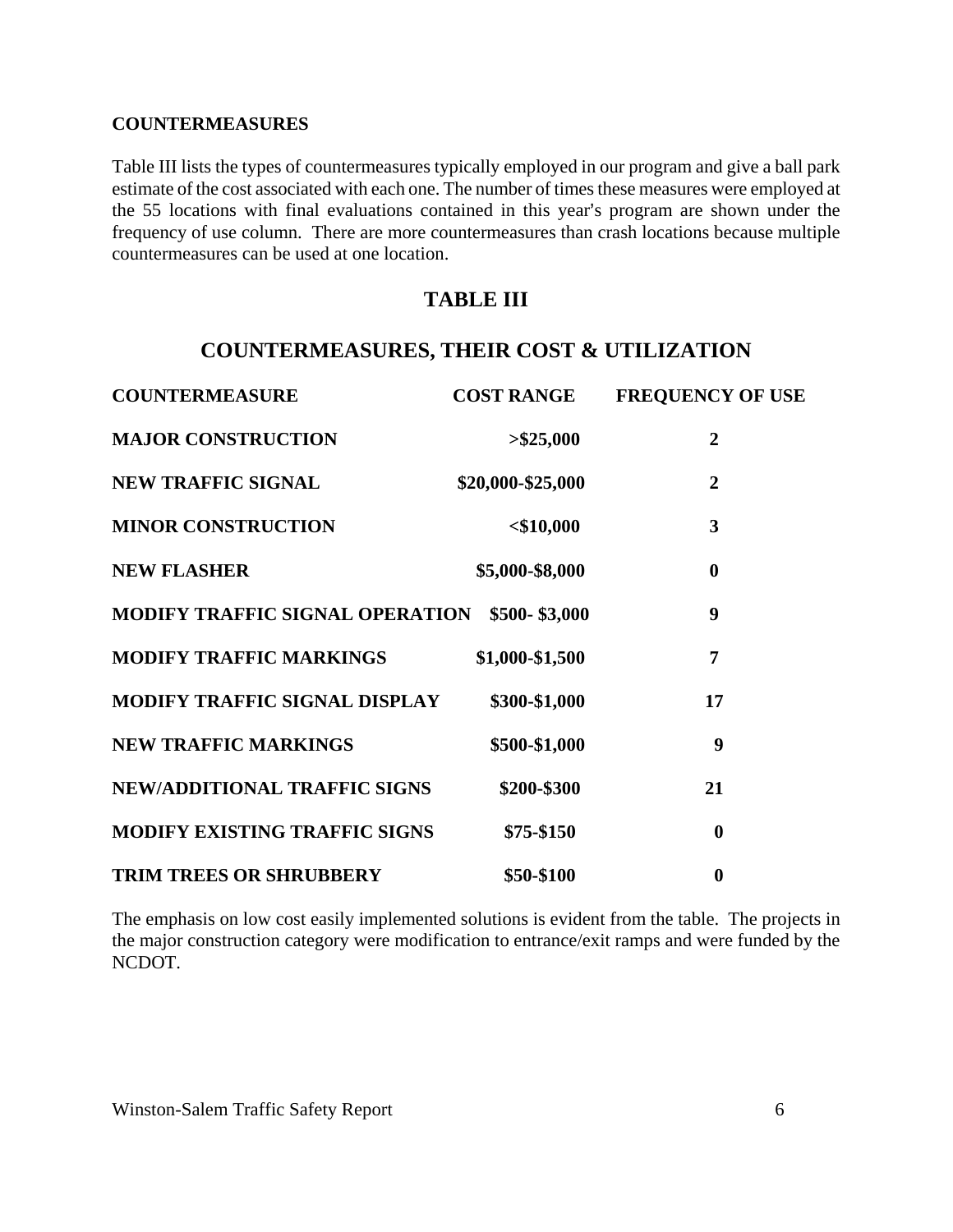## COUNTERMEASURES

Table III lists the types of countermeasures typically employed in our program and give a ball park estimate of the cost associated with each one. The number of times these measures were employed at the 55 locations with final evaluations contained in this year's program are shown under the frequency of use column. There are more countermeasures than crash locations because multiple countermeasures can be used at one location.

## TABLE III

## COUNTERMEASURES, THEIR COST & UTILIZATION

| COUNTERMEASURE | COST RANGE | FREQUENCY OF USE |
|---|---|---|
| MAJOR CONSTRUCTION | >$25,000 | 2 |
| NEW TRAFFIC SIGNAL | $20,000-$25,000 | 2 |
| MINOR CONSTRUCTION | <$10,000 | 3 |
| NEW FLASHER | $5,000-$8,000 | 0 |
| MODIFY TRAFFIC SIGNAL OPERATION | $500- $3,000 | 9 |
| MODIFY TRAFFIC MARKINGS | $1,000-$1,500 | 7 |
| MODIFY TRAFFIC SIGNAL DISPLAY | $300-$1,000 | 17 |
| NEW TRAFFIC MARKINGS | $500-$1,000 | 9 |
| NEW/ADDITIONAL TRAFFIC SIGNS | $200-$300 | 21 |
| MODIFY EXISTING TRAFFIC SIGNS | $75-$150 | 0 |
| TRIM TREES OR SHRUBBERY | $50-$100 | 0 |

The emphasis on low cost easily implemented solutions is evident from the table. The projects in the major construction category were modification to entrance/exit ramps and were funded by the NCDOT.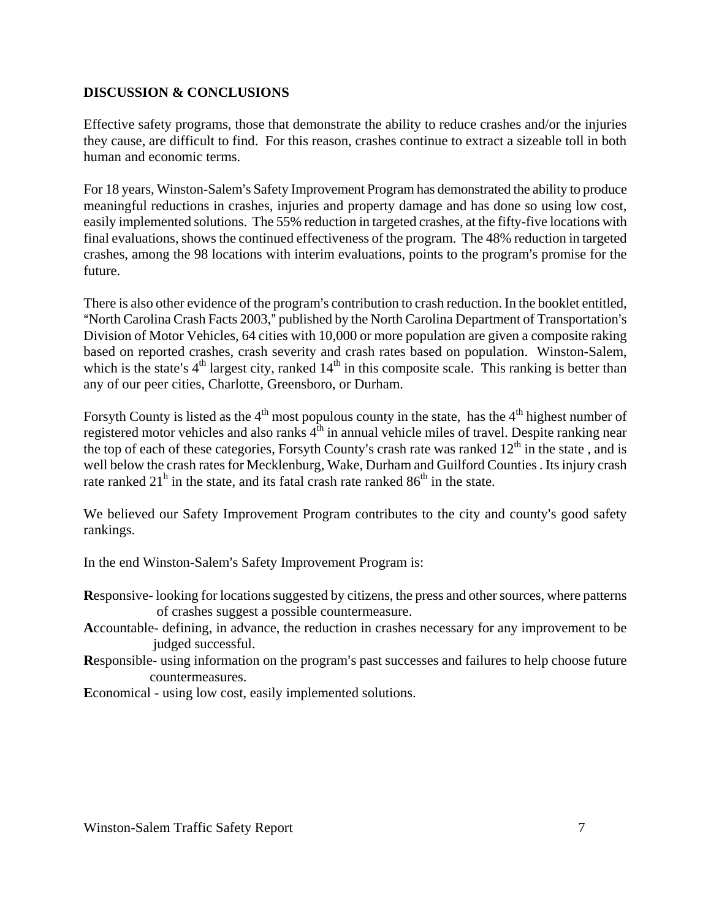## DISCUSSION & CONCLUSIONS

Effective safety programs, those that demonstrate the ability to reduce crashes and/or the injuries they cause, are difficult to find. For this reason, crashes continue to extract a sizeable toll in both human and economic terms.

For 18 years, Winston-Salem's Safety Improvement Program has demonstrated the ability to produce meaningful reductions in crashes, injuries and property damage and has done so using low cost, easily implemented solutions. The 55% reduction in targeted crashes, at the fifty-five locations with final evaluations, shows the continued effectiveness of the program. The 48% reduction in targeted crashes, among the 98 locations with interim evaluations, points to the program's promise for the future.

There is also other evidence of the program's contribution to crash reduction. In the booklet entitled, "North Carolina Crash Facts 2003," published by the North Carolina Department of Transportation's Division of Motor Vehicles, 64 cities with 10,000 or more population are given a composite raking based on reported crashes, crash severity and crash rates based on population. Winston-Salem, which is the state's 4th largest city, ranked 14th in this composite scale. This ranking is better than any of our peer cities, Charlotte, Greensboro, or Durham.

Forsyth County is listed as the 4th most populous county in the state, has the 4th highest number of registered motor vehicles and also ranks 4th in annual vehicle miles of travel. Despite ranking near the top of each of these categories, Forsyth County's crash rate was ranked 12th in the state , and is well below the crash rates for Mecklenburg, Wake, Durham and Guilford Counties . Its injury crash rate ranked 21h in the state, and its fatal crash rate ranked 86th in the state.

We believed our Safety Improvement Program contributes to the city and county's good safety rankings.

In the end Winston-Salem's Safety Improvement Program is:

**R**esponsive- looking for locations suggested by citizens, the press and other sources, where patterns of crashes suggest a possible countermeasure.
**A**ccountable- defining, in advance, the reduction in crashes necessary for any improvement to be judged successful.
**R**esponsible- using information on the program's past successes and failures to help choose future countermeasures.
**E**conomical - using low cost, easily implemented solutions.